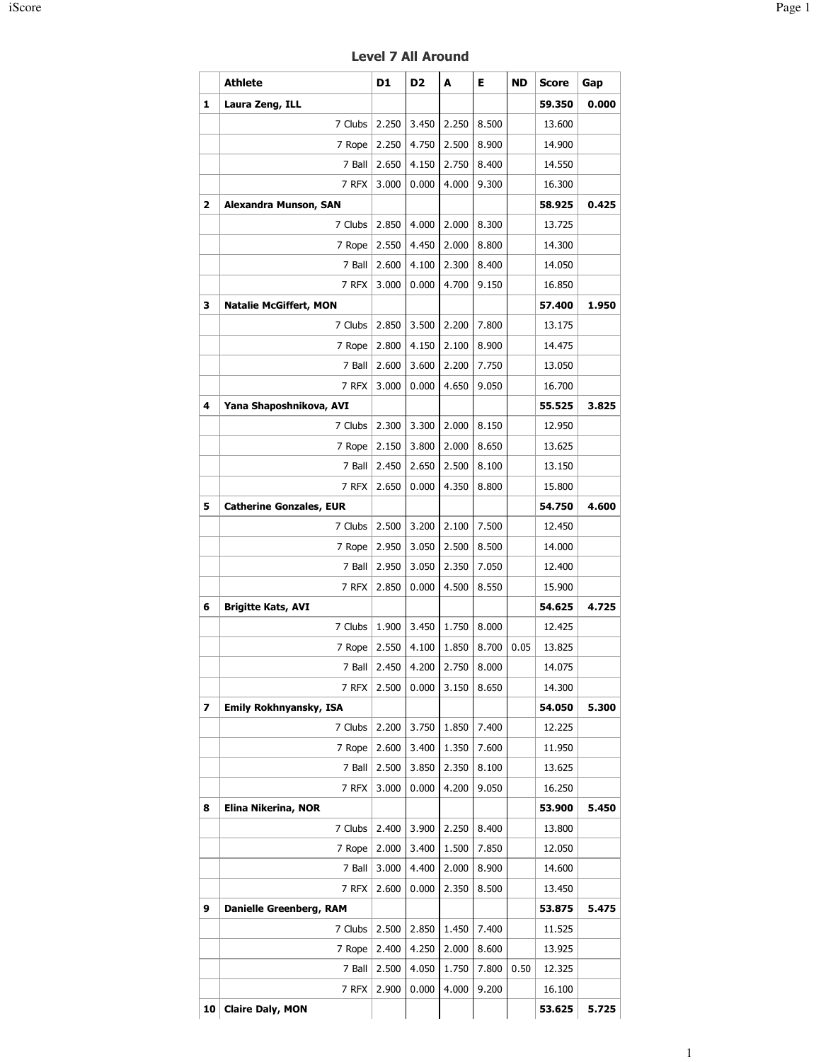## Level 7 All Around

| | Athlete | D1 | D2 | A | E | ND | Score | Gap |
|---|---|---|---|---|---|---|---|---|
| **1** | **Laura Zeng, ILL** | | | | | | **59.350** | **0.000** |
| | 7 Clubs | 2.250 | 3.450 | 2.250 | 8.500 | | 13.600 | |
| | 7 Rope | 2.250 | 4.750 | 2.500 | 8.900 | | 14.900 | |
| | 7 Ball | 2.650 | 4.150 | 2.750 | 8.400 | | 14.550 | |
| | 7 RFX | 3.000 | 0.000 | 4.000 | 9.300 | | 16.300 | |
| **2** | **Alexandra Munson, SAN** | | | | | | **58.925** | **0.425** |
| | 7 Clubs | 2.850 | 4.000 | 2.000 | 8.300 | | 13.725 | |
| | 7 Rope | 2.550 | 4.450 | 2.000 | 8.800 | | 14.300 | |
| | 7 Ball | 2.600 | 4.100 | 2.300 | 8.400 | | 14.050 | |
| | 7 RFX | 3.000 | 0.000 | 4.700 | 9.150 | | 16.850 | |
| **3** | **Natalie McGiffert, MON** | | | | | | **57.400** | **1.950** |
| | 7 Clubs | 2.850 | 3.500 | 2.200 | 7.800 | | 13.175 | |
| | 7 Rope | 2.800 | 4.150 | 2.100 | 8.900 | | 14.475 | |
| | 7 Ball | 2.600 | 3.600 | 2.200 | 7.750 | | 13.050 | |
| | 7 RFX | 3.000 | 0.000 | 4.650 | 9.050 | | 16.700 | |
| **4** | **Yana Shaposhnikova, AVI** | | | | | | **55.525** | **3.825** |
| | 7 Clubs | 2.300 | 3.300 | 2.000 | 8.150 | | 12.950 | |
| | 7 Rope | 2.150 | 3.800 | 2.000 | 8.650 | | 13.625 | |
| | 7 Ball | 2.450 | 2.650 | 2.500 | 8.100 | | 13.150 | |
| | 7 RFX | 2.650 | 0.000 | 4.350 | 8.800 | | 15.800 | |
| **5** | **Catherine Gonzales, EUR** | | | | | | **54.750** | **4.600** |
| | 7 Clubs | 2.500 | 3.200 | 2.100 | 7.500 | | 12.450 | |
| | 7 Rope | 2.950 | 3.050 | 2.500 | 8.500 | | 14.000 | |
| | 7 Ball | 2.950 | 3.050 | 2.350 | 7.050 | | 12.400 | |
| | 7 RFX | 2.850 | 0.000 | 4.500 | 8.550 | | 15.900 | |
| **6** | **Brigitte Kats, AVI** | | | | | | **54.625** | **4.725** |
| | 7 Clubs | 1.900 | 3.450 | 1.750 | 8.000 | | 12.425 | |
| | 7 Rope | 2.550 | 4.100 | 1.850 | 8.700 | 0.05 | 13.825 | |
| | 7 Ball | 2.450 | 4.200 | 2.750 | 8.000 | | 14.075 | |
| | 7 RFX | 2.500 | 0.000 | 3.150 | 8.650 | | 14.300 | |
| **7** | **Emily Rokhnyansky, ISA** | | | | | | **54.050** | **5.300** |
| | 7 Clubs | 2.200 | 3.750 | 1.850 | 7.400 | | 12.225 | |
| | 7 Rope | 2.600 | 3.400 | 1.350 | 7.600 | | 11.950 | |
| | 7 Ball | 2.500 | 3.850 | 2.350 | 8.100 | | 13.625 | |
| | 7 RFX | 3.000 | 0.000 | 4.200 | 9.050 | | 16.250 | |
| **8** | **Elina Nikerina, NOR** | | | | | | **53.900** | **5.450** |
| | 7 Clubs | 2.400 | 3.900 | 2.250 | 8.400 | | 13.800 | |
| | 7 Rope | 2.000 | 3.400 | 1.500 | 7.850 | | 12.050 | |
| | 7 Ball | 3.000 | 4.400 | 2.000 | 8.900 | | 14.600 | |
| | 7 RFX | 2.600 | 0.000 | 2.350 | 8.500 | | 13.450 | |
| **9** | **Danielle Greenberg, RAM** | | | | | | **53.875** | **5.475** |
| | 7 Clubs | 2.500 | 2.850 | 1.450 | 7.400 | | 11.525 | |
| | 7 Rope | 2.400 | 4.250 | 2.000 | 8.600 | | 13.925 | |
| | 7 Ball | 2.500 | 4.050 | 1.750 | 7.800 | 0.50 | 12.325 | |
| | 7 RFX | 2.900 | 0.000 | 4.000 | 9.200 | | 16.100 | |
| **10** | **Claire Daly, MON** | | | | | | **53.625** | **5.725** |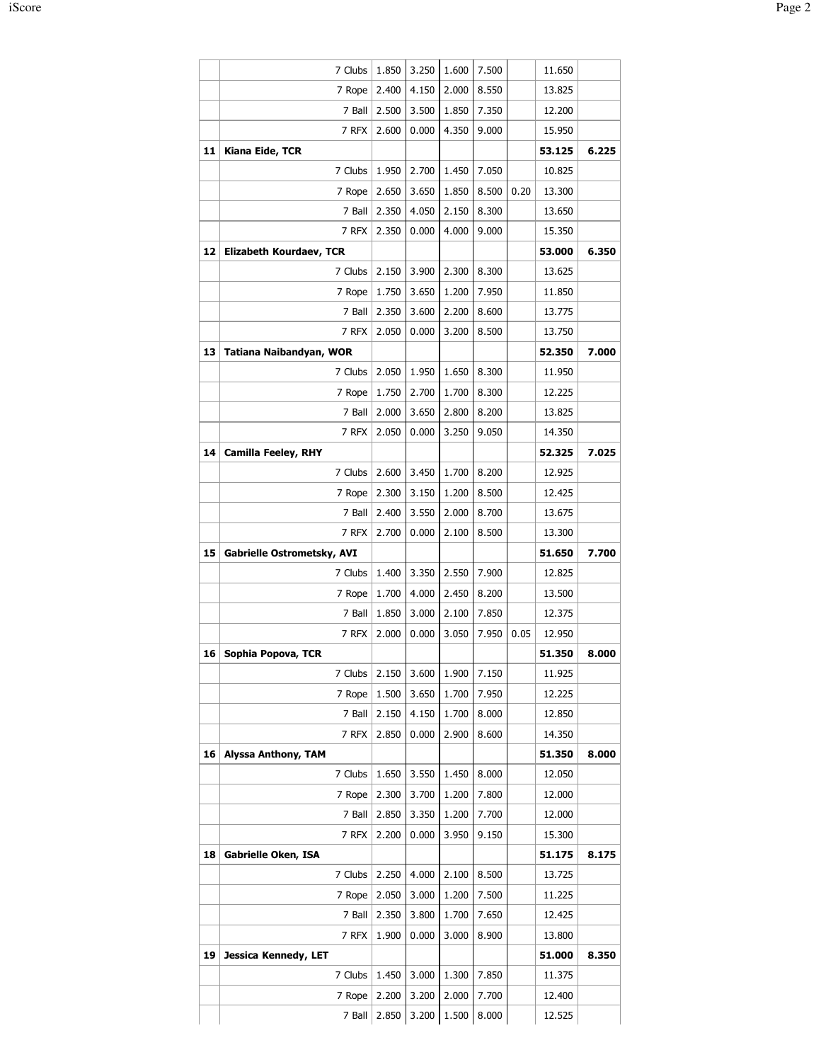| | | | | | | | | |
|---|---|---|---|---|---|---|---|---|
| | 7 Clubs | 1.850 | 3.250 | 1.600 | 7.500 | | 11.650 | |
| | 7 Rope | 2.400 | 4.150 | 2.000 | 8.550 | | 13.825 | |
| | 7 Ball | 2.500 | 3.500 | 1.850 | 7.350 | | 12.200 | |
| | 7 RFX | 2.600 | 0.000 | 4.350 | 9.000 | | 15.950 | |
| **11** | **Kiana Eide, TCR** | | | | | | **53.125** | **6.225** |
| | 7 Clubs | 1.950 | 2.700 | 1.450 | 7.050 | | 10.825 | |
| | 7 Rope | 2.650 | 3.650 | 1.850 | 8.500 | 0.20 | 13.300 | |
| | 7 Ball | 2.350 | 4.050 | 2.150 | 8.300 | | 13.650 | |
| | 7 RFX | 2.350 | 0.000 | 4.000 | 9.000 | | 15.350 | |
| **12** | **Elizabeth Kourdaev, TCR** | | | | | | **53.000** | **6.350** |
| | 7 Clubs | 2.150 | 3.900 | 2.300 | 8.300 | | 13.625 | |
| | 7 Rope | 1.750 | 3.650 | 1.200 | 7.950 | | 11.850 | |
| | 7 Ball | 2.350 | 3.600 | 2.200 | 8.600 | | 13.775 | |
| | 7 RFX | 2.050 | 0.000 | 3.200 | 8.500 | | 13.750 | |
| **13** | **Tatiana Naibandyan, WOR** | | | | | | **52.350** | **7.000** |
| | 7 Clubs | 2.050 | 1.950 | 1.650 | 8.300 | | 11.950 | |
| | 7 Rope | 1.750 | 2.700 | 1.700 | 8.300 | | 12.225 | |
| | 7 Ball | 2.000 | 3.650 | 2.800 | 8.200 | | 13.825 | |
| | 7 RFX | 2.050 | 0.000 | 3.250 | 9.050 | | 14.350 | |
| **14** | **Camilla Feeley, RHY** | | | | | | **52.325** | **7.025** |
| | 7 Clubs | 2.600 | 3.450 | 1.700 | 8.200 | | 12.925 | |
| | 7 Rope | 2.300 | 3.150 | 1.200 | 8.500 | | 12.425 | |
| | 7 Ball | 2.400 | 3.550 | 2.000 | 8.700 | | 13.675 | |
| | 7 RFX | 2.700 | 0.000 | 2.100 | 8.500 | | 13.300 | |
| **15** | **Gabrielle Ostrometsky, AVI** | | | | | | **51.650** | **7.700** |
| | 7 Clubs | 1.400 | 3.350 | 2.550 | 7.900 | | 12.825 | |
| | 7 Rope | 1.700 | 4.000 | 2.450 | 8.200 | | 13.500 | |
| | 7 Ball | 1.850 | 3.000 | 2.100 | 7.850 | | 12.375 | |
| | 7 RFX | 2.000 | 0.000 | 3.050 | 7.950 | 0.05 | 12.950 | |
| **16** | **Sophia Popova, TCR** | | | | | | **51.350** | **8.000** |
| | 7 Clubs | 2.150 | 3.600 | 1.900 | 7.150 | | 11.925 | |
| | 7 Rope | 1.500 | 3.650 | 1.700 | 7.950 | | 12.225 | |
| | 7 Ball | 2.150 | 4.150 | 1.700 | 8.000 | | 12.850 | |
| | 7 RFX | 2.850 | 0.000 | 2.900 | 8.600 | | 14.350 | |
| **16** | **Alyssa Anthony, TAM** | | | | | | **51.350** | **8.000** |
| | 7 Clubs | 1.650 | 3.550 | 1.450 | 8.000 | | 12.050 | |
| | 7 Rope | 2.300 | 3.700 | 1.200 | 7.800 | | 12.000 | |
| | 7 Ball | 2.850 | 3.350 | 1.200 | 7.700 | | 12.000 | |
| | 7 RFX | 2.200 | 0.000 | 3.950 | 9.150 | | 15.300 | |
| **18** | **Gabrielle Oken, ISA** | | | | | | **51.175** | **8.175** |
| | 7 Clubs | 2.250 | 4.000 | 2.100 | 8.500 | | 13.725 | |
| | 7 Rope | 2.050 | 3.000 | 1.200 | 7.500 | | 11.225 | |
| | 7 Ball | 2.350 | 3.800 | 1.700 | 7.650 | | 12.425 | |
| | 7 RFX | 1.900 | 0.000 | 3.000 | 8.900 | | 13.800 | |
| **19** | **Jessica Kennedy, LET** | | | | | | **51.000** | **8.350** |
| | 7 Clubs | 1.450 | 3.000 | 1.300 | 7.850 | | 11.375 | |
| | 7 Rope | 2.200 | 3.200 | 2.000 | 7.700 | | 12.400 | |
| | 7 Ball | 2.850 | 3.200 | 1.500 | 8.000 | | 12.525 | |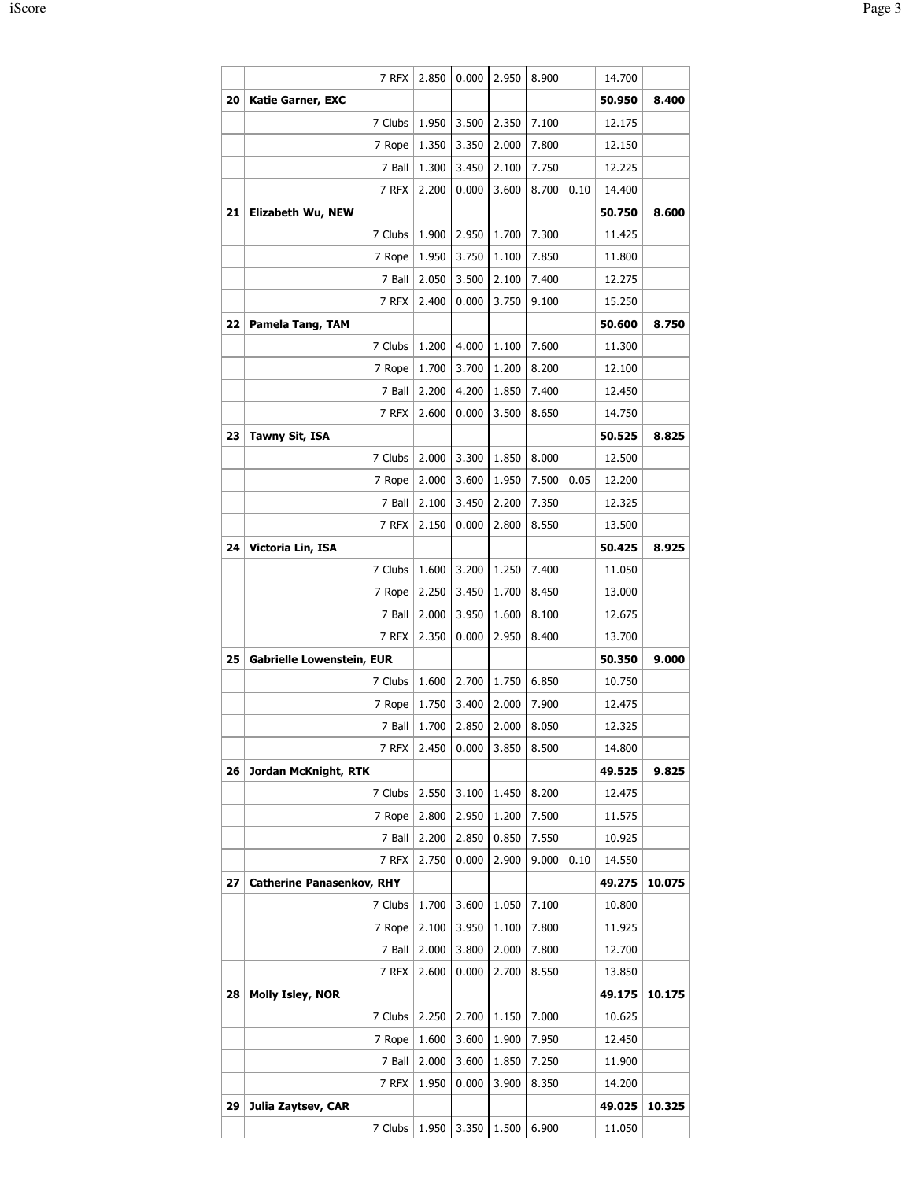| | | | | | | | | |
|---|---|---|---|---|---|---|---|---|
| | 7 RFX | 2.850 | 0.000 | 2.950 | 8.900 | | 14.700 | |
| 20 | **Katie Garner, EXC** | | | | | | **50.950** | **8.400** |
| | 7 Clubs | 1.950 | 3.500 | 2.350 | 7.100 | | 12.175 | |
| | 7 Rope | 1.350 | 3.350 | 2.000 | 7.800 | | 12.150 | |
| | 7 Ball | 1.300 | 3.450 | 2.100 | 7.750 | | 12.225 | |
| | 7 RFX | 2.200 | 0.000 | 3.600 | 8.700 | 0.10 | 14.400 | |
| 21 | **Elizabeth Wu, NEW** | | | | | | **50.750** | **8.600** |
| | 7 Clubs | 1.900 | 2.950 | 1.700 | 7.300 | | 11.425 | |
| | 7 Rope | 1.950 | 3.750 | 1.100 | 7.850 | | 11.800 | |
| | 7 Ball | 2.050 | 3.500 | 2.100 | 7.400 | | 12.275 | |
| | 7 RFX | 2.400 | 0.000 | 3.750 | 9.100 | | 15.250 | |
| 22 | **Pamela Tang, TAM** | | | | | | **50.600** | **8.750** |
| | 7 Clubs | 1.200 | 4.000 | 1.100 | 7.600 | | 11.300 | |
| | 7 Rope | 1.700 | 3.700 | 1.200 | 8.200 | | 12.100 | |
| | 7 Ball | 2.200 | 4.200 | 1.850 | 7.400 | | 12.450 | |
| | 7 RFX | 2.600 | 0.000 | 3.500 | 8.650 | | 14.750 | |
| 23 | **Tawny Sit, ISA** | | | | | | **50.525** | **8.825** |
| | 7 Clubs | 2.000 | 3.300 | 1.850 | 8.000 | | 12.500 | |
| | 7 Rope | 2.000 | 3.600 | 1.950 | 7.500 | 0.05 | 12.200 | |
| | 7 Ball | 2.100 | 3.450 | 2.200 | 7.350 | | 12.325 | |
| | 7 RFX | 2.150 | 0.000 | 2.800 | 8.550 | | 13.500 | |
| 24 | **Victoria Lin, ISA** | | | | | | **50.425** | **8.925** |
| | 7 Clubs | 1.600 | 3.200 | 1.250 | 7.400 | | 11.050 | |
| | 7 Rope | 2.250 | 3.450 | 1.700 | 8.450 | | 13.000 | |
| | 7 Ball | 2.000 | 3.950 | 1.600 | 8.100 | | 12.675 | |
| | 7 RFX | 2.350 | 0.000 | 2.950 | 8.400 | | 13.700 | |
| 25 | **Gabrielle Lowenstein, EUR** | | | | | | **50.350** | **9.000** |
| | 7 Clubs | 1.600 | 2.700 | 1.750 | 6.850 | | 10.750 | |
| | 7 Rope | 1.750 | 3.400 | 2.000 | 7.900 | | 12.475 | |
| | 7 Ball | 1.700 | 2.850 | 2.000 | 8.050 | | 12.325 | |
| | 7 RFX | 2.450 | 0.000 | 3.850 | 8.500 | | 14.800 | |
| 26 | **Jordan McKnight, RTK** | | | | | | **49.525** | **9.825** |
| | 7 Clubs | 2.550 | 3.100 | 1.450 | 8.200 | | 12.475 | |
| | 7 Rope | 2.800 | 2.950 | 1.200 | 7.500 | | 11.575 | |
| | 7 Ball | 2.200 | 2.850 | 0.850 | 7.550 | | 10.925 | |
| | 7 RFX | 2.750 | 0.000 | 2.900 | 9.000 | 0.10 | 14.550 | |
| 27 | **Catherine Panasenkov, RHY** | | | | | | **49.275** | **10.075** |
| | 7 Clubs | 1.700 | 3.600 | 1.050 | 7.100 | | 10.800 | |
| | 7 Rope | 2.100 | 3.950 | 1.100 | 7.800 | | 11.925 | |
| | 7 Ball | 2.000 | 3.800 | 2.000 | 7.800 | | 12.700 | |
| | 7 RFX | 2.600 | 0.000 | 2.700 | 8.550 | | 13.850 | |
| 28 | **Molly Isley, NOR** | | | | | | **49.175** | **10.175** |
| | 7 Clubs | 2.250 | 2.700 | 1.150 | 7.000 | | 10.625 | |
| | 7 Rope | 1.600 | 3.600 | 1.900 | 7.950 | | 12.450 | |
| | 7 Ball | 2.000 | 3.600 | 1.850 | 7.250 | | 11.900 | |
| | 7 RFX | 1.950 | 0.000 | 3.900 | 8.350 | | 14.200 | |
| 29 | **Julia Zaytsev, CAR** | | | | | | **49.025** | **10.325** |
| | 7 Clubs | 1.950 | 3.350 | 1.500 | 6.900 | | 11.050 | |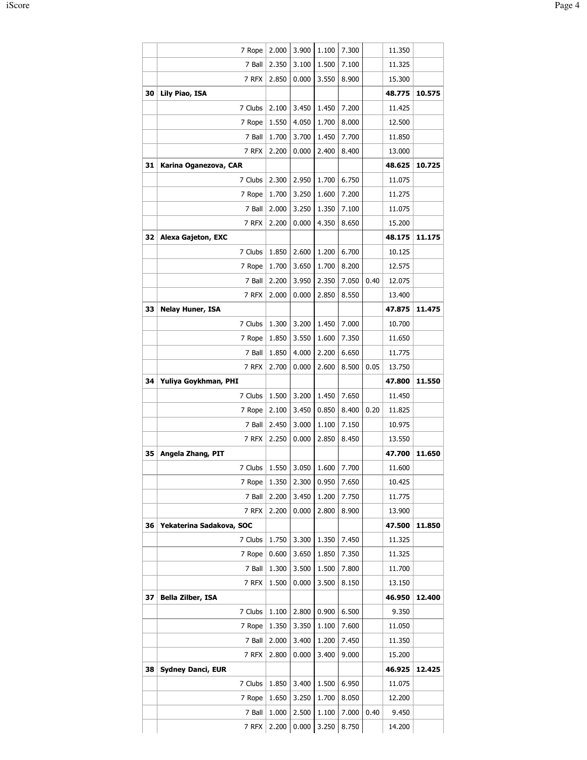| | | | | | | | | |
|---|---|---|---|---|---|---|---|---|
| | 7 Rope | 2.000 | 3.900 | 1.100 | 7.300 | | 11.350 | |
| | 7 Ball | 2.350 | 3.100 | 1.500 | 7.100 | | 11.325 | |
| | 7 RFX | 2.850 | 0.000 | 3.550 | 8.900 | | 15.300 | |
| **30** | **Lily Piao, ISA** | | | | | | **48.775** | **10.575** |
| | 7 Clubs | 2.100 | 3.450 | 1.450 | 7.200 | | 11.425 | |
| | 7 Rope | 1.550 | 4.050 | 1.700 | 8.000 | | 12.500 | |
| | 7 Ball | 1.700 | 3.700 | 1.450 | 7.700 | | 11.850 | |
| | 7 RFX | 2.200 | 0.000 | 2.400 | 8.400 | | 13.000 | |
| **31** | **Karina Oganezova, CAR** | | | | | | **48.625** | **10.725** |
| | 7 Clubs | 2.300 | 2.950 | 1.700 | 6.750 | | 11.075 | |
| | 7 Rope | 1.700 | 3.250 | 1.600 | 7.200 | | 11.275 | |
| | 7 Ball | 2.000 | 3.250 | 1.350 | 7.100 | | 11.075 | |
| | 7 RFX | 2.200 | 0.000 | 4.350 | 8.650 | | 15.200 | |
| **32** | **Alexa Gajeton, EXC** | | | | | | **48.175** | **11.175** |
| | 7 Clubs | 1.850 | 2.600 | 1.200 | 6.700 | | 10.125 | |
| | 7 Rope | 1.700 | 3.650 | 1.700 | 8.200 | | 12.575 | |
| | 7 Ball | 2.200 | 3.950 | 2.350 | 7.050 | 0.40 | 12.075 | |
| | 7 RFX | 2.000 | 0.000 | 2.850 | 8.550 | | 13.400 | |
| **33** | **Nelay Huner, ISA** | | | | | | **47.875** | **11.475** |
| | 7 Clubs | 1.300 | 3.200 | 1.450 | 7.000 | | 10.700 | |
| | 7 Rope | 1.850 | 3.550 | 1.600 | 7.350 | | 11.650 | |
| | 7 Ball | 1.850 | 4.000 | 2.200 | 6.650 | | 11.775 | |
| | 7 RFX | 2.700 | 0.000 | 2.600 | 8.500 | 0.05 | 13.750 | |
| **34** | **Yuliya Goykhman, PHI** | | | | | | **47.800** | **11.550** |
| | 7 Clubs | 1.500 | 3.200 | 1.450 | 7.650 | | 11.450 | |
| | 7 Rope | 2.100 | 3.450 | 0.850 | 8.400 | 0.20 | 11.825 | |
| | 7 Ball | 2.450 | 3.000 | 1.100 | 7.150 | | 10.975 | |
| | 7 RFX | 2.250 | 0.000 | 2.850 | 8.450 | | 13.550 | |
| **35** | **Angela Zhang, PIT** | | | | | | **47.700** | **11.650** |
| | 7 Clubs | 1.550 | 3.050 | 1.600 | 7.700 | | 11.600 | |
| | 7 Rope | 1.350 | 2.300 | 0.950 | 7.650 | | 10.425 | |
| | 7 Ball | 2.200 | 3.450 | 1.200 | 7.750 | | 11.775 | |
| | 7 RFX | 2.200 | 0.000 | 2.800 | 8.900 | | 13.900 | |
| **36** | **Yekaterina Sadakova, SOC** | | | | | | **47.500** | **11.850** |
| | 7 Clubs | 1.750 | 3.300 | 1.350 | 7.450 | | 11.325 | |
| | 7 Rope | 0.600 | 3.650 | 1.850 | 7.350 | | 11.325 | |
| | 7 Ball | 1.300 | 3.500 | 1.500 | 7.800 | | 11.700 | |
| | 7 RFX | 1.500 | 0.000 | 3.500 | 8.150 | | 13.150 | |
| **37** | **Bella Zilber, ISA** | | | | | | **46.950** | **12.400** |
| | 7 Clubs | 1.100 | 2.800 | 0.900 | 6.500 | | 9.350 | |
| | 7 Rope | 1.350 | 3.350 | 1.100 | 7.600 | | 11.050 | |
| | 7 Ball | 2.000 | 3.400 | 1.200 | 7.450 | | 11.350 | |
| | 7 RFX | 2.800 | 0.000 | 3.400 | 9.000 | | 15.200 | |
| **38** | **Sydney Danci, EUR** | | | | | | **46.925** | **12.425** |
| | 7 Clubs | 1.850 | 3.400 | 1.500 | 6.950 | | 11.075 | |
| | 7 Rope | 1.650 | 3.250 | 1.700 | 8.050 | | 12.200 | |
| | 7 Ball | 1.000 | 2.500 | 1.100 | 7.000 | 0.40 | 9.450 | |
| | 7 RFX | 2.200 | 0.000 | 3.250 | 8.750 | | 14.200 | |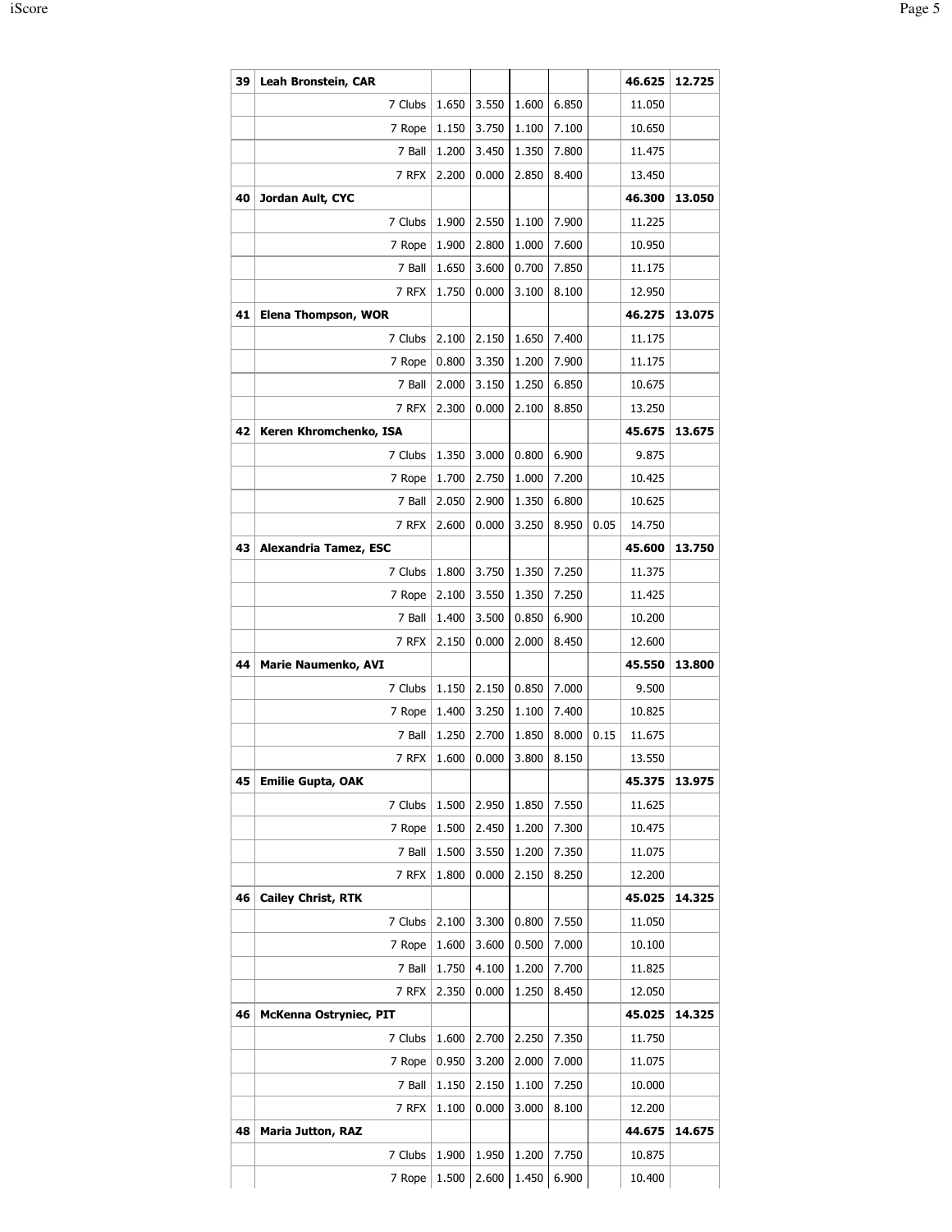| | | | | | | | | |
|---|---|---|---|---|---|---|---|---|
| 39 | **Leah Bronstein, CAR** | | | | | | **46.625** | **12.725** |
| | 7 Clubs | 1.650 | 3.550 | 1.600 | 6.850 | | 11.050 | |
| | 7 Rope | 1.150 | 3.750 | 1.100 | 7.100 | | 10.650 | |
| | 7 Ball | 1.200 | 3.450 | 1.350 | 7.800 | | 11.475 | |
| | 7 RFX | 2.200 | 0.000 | 2.850 | 8.400 | | 13.450 | |
| 40 | **Jordan Ault, CYC** | | | | | | **46.300** | **13.050** |
| | 7 Clubs | 1.900 | 2.550 | 1.100 | 7.900 | | 11.225 | |
| | 7 Rope | 1.900 | 2.800 | 1.000 | 7.600 | | 10.950 | |
| | 7 Ball | 1.650 | 3.600 | 0.700 | 7.850 | | 11.175 | |
| | 7 RFX | 1.750 | 0.000 | 3.100 | 8.100 | | 12.950 | |
| 41 | **Elena Thompson, WOR** | | | | | | **46.275** | **13.075** |
| | 7 Clubs | 2.100 | 2.150 | 1.650 | 7.400 | | 11.175 | |
| | 7 Rope | 0.800 | 3.350 | 1.200 | 7.900 | | 11.175 | |
| | 7 Ball | 2.000 | 3.150 | 1.250 | 6.850 | | 10.675 | |
| | 7 RFX | 2.300 | 0.000 | 2.100 | 8.850 | | 13.250 | |
| 42 | **Keren Khromchenko, ISA** | | | | | | **45.675** | **13.675** |
| | 7 Clubs | 1.350 | 3.000 | 0.800 | 6.900 | | 9.875 | |
| | 7 Rope | 1.700 | 2.750 | 1.000 | 7.200 | | 10.425 | |
| | 7 Ball | 2.050 | 2.900 | 1.350 | 6.800 | | 10.625 | |
| | 7 RFX | 2.600 | 0.000 | 3.250 | 8.950 | 0.05 | 14.750 | |
| 43 | **Alexandria Tamez, ESC** | | | | | | **45.600** | **13.750** |
| | 7 Clubs | 1.800 | 3.750 | 1.350 | 7.250 | | 11.375 | |
| | 7 Rope | 2.100 | 3.550 | 1.350 | 7.250 | | 11.425 | |
| | 7 Ball | 1.400 | 3.500 | 0.850 | 6.900 | | 10.200 | |
| | 7 RFX | 2.150 | 0.000 | 2.000 | 8.450 | | 12.600 | |
| 44 | **Marie Naumenko, AVI** | | | | | | **45.550** | **13.800** |
| | 7 Clubs | 1.150 | 2.150 | 0.850 | 7.000 | | 9.500 | |
| | 7 Rope | 1.400 | 3.250 | 1.100 | 7.400 | | 10.825 | |
| | 7 Ball | 1.250 | 2.700 | 1.850 | 8.000 | 0.15 | 11.675 | |
| | 7 RFX | 1.600 | 0.000 | 3.800 | 8.150 | | 13.550 | |
| 45 | **Emilie Gupta, OAK** | | | | | | **45.375** | **13.975** |
| | 7 Clubs | 1.500 | 2.950 | 1.850 | 7.550 | | 11.625 | |
| | 7 Rope | 1.500 | 2.450 | 1.200 | 7.300 | | 10.475 | |
| | 7 Ball | 1.500 | 3.550 | 1.200 | 7.350 | | 11.075 | |
| | 7 RFX | 1.800 | 0.000 | 2.150 | 8.250 | | 12.200 | |
| 46 | **Cailey Christ, RTK** | | | | | | **45.025** | **14.325** |
| | 7 Clubs | 2.100 | 3.300 | 0.800 | 7.550 | | 11.050 | |
| | 7 Rope | 1.600 | 3.600 | 0.500 | 7.000 | | 10.100 | |
| | 7 Ball | 1.750 | 4.100 | 1.200 | 7.700 | | 11.825 | |
| | 7 RFX | 2.350 | 0.000 | 1.250 | 8.450 | | 12.050 | |
| 46 | **McKenna Ostryniec, PIT** | | | | | | **45.025** | **14.325** |
| | 7 Clubs | 1.600 | 2.700 | 2.250 | 7.350 | | 11.750 | |
| | 7 Rope | 0.950 | 3.200 | 2.000 | 7.000 | | 11.075 | |
| | 7 Ball | 1.150 | 2.150 | 1.100 | 7.250 | | 10.000 | |
| | 7 RFX | 1.100 | 0.000 | 3.000 | 8.100 | | 12.200 | |
| 48 | **Maria Jutton, RAZ** | | | | | | **44.675** | **14.675** |
| | 7 Clubs | 1.900 | 1.950 | 1.200 | 7.750 | | 10.875 | |
| | 7 Rope | 1.500 | 2.600 | 1.450 | 6.900 | | 10.400 | |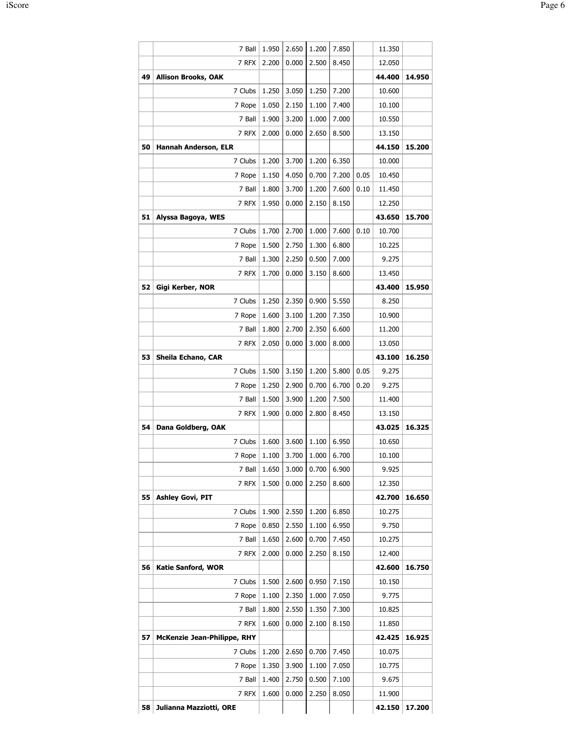| | | | | | | | | |
|---|---|---|---|---|---|---|---|---|
| | 7 Ball | 1.950 | 2.650 | 1.200 | 7.850 | | 11.350 | |
| | 7 RFX | 2.200 | 0.000 | 2.500 | 8.450 | | 12.050 | |
| 49 | **Allison Brooks, OAK** | | | | | | **44.400** | **14.950** |
| | 7 Clubs | 1.250 | 3.050 | 1.250 | 7.200 | | 10.600 | |
| | 7 Rope | 1.050 | 2.150 | 1.100 | 7.400 | | 10.100 | |
| | 7 Ball | 1.900 | 3.200 | 1.000 | 7.000 | | 10.550 | |
| | 7 RFX | 2.000 | 0.000 | 2.650 | 8.500 | | 13.150 | |
| 50 | **Hannah Anderson, ELR** | | | | | | **44.150** | **15.200** |
| | 7 Clubs | 1.200 | 3.700 | 1.200 | 6.350 | | 10.000 | |
| | 7 Rope | 1.150 | 4.050 | 0.700 | 7.200 | 0.05 | 10.450 | |
| | 7 Ball | 1.800 | 3.700 | 1.200 | 7.600 | 0.10 | 11.450 | |
| | 7 RFX | 1.950 | 0.000 | 2.150 | 8.150 | | 12.250 | |
| 51 | **Alyssa Bagoya, WES** | | | | | | **43.650** | **15.700** |
| | 7 Clubs | 1.700 | 2.700 | 1.000 | 7.600 | 0.10 | 10.700 | |
| | 7 Rope | 1.500 | 2.750 | 1.300 | 6.800 | | 10.225 | |
| | 7 Ball | 1.300 | 2.250 | 0.500 | 7.000 | | 9.275 | |
| | 7 RFX | 1.700 | 0.000 | 3.150 | 8.600 | | 13.450 | |
| 52 | **Gigi Kerber, NOR** | | | | | | **43.400** | **15.950** |
| | 7 Clubs | 1.250 | 2.350 | 0.900 | 5.550 | | 8.250 | |
| | 7 Rope | 1.600 | 3.100 | 1.200 | 7.350 | | 10.900 | |
| | 7 Ball | 1.800 | 2.700 | 2.350 | 6.600 | | 11.200 | |
| | 7 RFX | 2.050 | 0.000 | 3.000 | 8.000 | | 13.050 | |
| 53 | **Sheila Echano, CAR** | | | | | | **43.100** | **16.250** |
| | 7 Clubs | 1.500 | 3.150 | 1.200 | 5.800 | 0.05 | 9.275 | |
| | 7 Rope | 1.250 | 2.900 | 0.700 | 6.700 | 0.20 | 9.275 | |
| | 7 Ball | 1.500 | 3.900 | 1.200 | 7.500 | | 11.400 | |
| | 7 RFX | 1.900 | 0.000 | 2.800 | 8.450 | | 13.150 | |
| 54 | **Dana Goldberg, OAK** | | | | | | **43.025** | **16.325** |
| | 7 Clubs | 1.600 | 3.600 | 1.100 | 6.950 | | 10.650 | |
| | 7 Rope | 1.100 | 3.700 | 1.000 | 6.700 | | 10.100 | |
| | 7 Ball | 1.650 | 3.000 | 0.700 | 6.900 | | 9.925 | |
| | 7 RFX | 1.500 | 0.000 | 2.250 | 8.600 | | 12.350 | |
| 55 | **Ashley Govi, PIT** | | | | | | **42.700** | **16.650** |
| | 7 Clubs | 1.900 | 2.550 | 1.200 | 6.850 | | 10.275 | |
| | 7 Rope | 0.850 | 2.550 | 1.100 | 6.950 | | 9.750 | |
| | 7 Ball | 1.650 | 2.600 | 0.700 | 7.450 | | 10.275 | |
| | 7 RFX | 2.000 | 0.000 | 2.250 | 8.150 | | 12.400 | |
| 56 | **Katie Sanford, WOR** | | | | | | **42.600** | **16.750** |
| | 7 Clubs | 1.500 | 2.600 | 0.950 | 7.150 | | 10.150 | |
| | 7 Rope | 1.100 | 2.350 | 1.000 | 7.050 | | 9.775 | |
| | 7 Ball | 1.800 | 2.550 | 1.350 | 7.300 | | 10.825 | |
| | 7 RFX | 1.600 | 0.000 | 2.100 | 8.150 | | 11.850 | |
| 57 | **McKenzie Jean-Philippe, RHY** | | | | | | **42.425** | **16.925** |
| | 7 Clubs | 1.200 | 2.650 | 0.700 | 7.450 | | 10.075 | |
| | 7 Rope | 1.350 | 3.900 | 1.100 | 7.050 | | 10.775 | |
| | 7 Ball | 1.400 | 2.750 | 0.500 | 7.100 | | 9.675 | |
| | 7 RFX | 1.600 | 0.000 | 2.250 | 8.050 | | 11.900 | |
| 58 | **Julianna Mazziotti, ORE** | | | | | | **42.150** | **17.200** |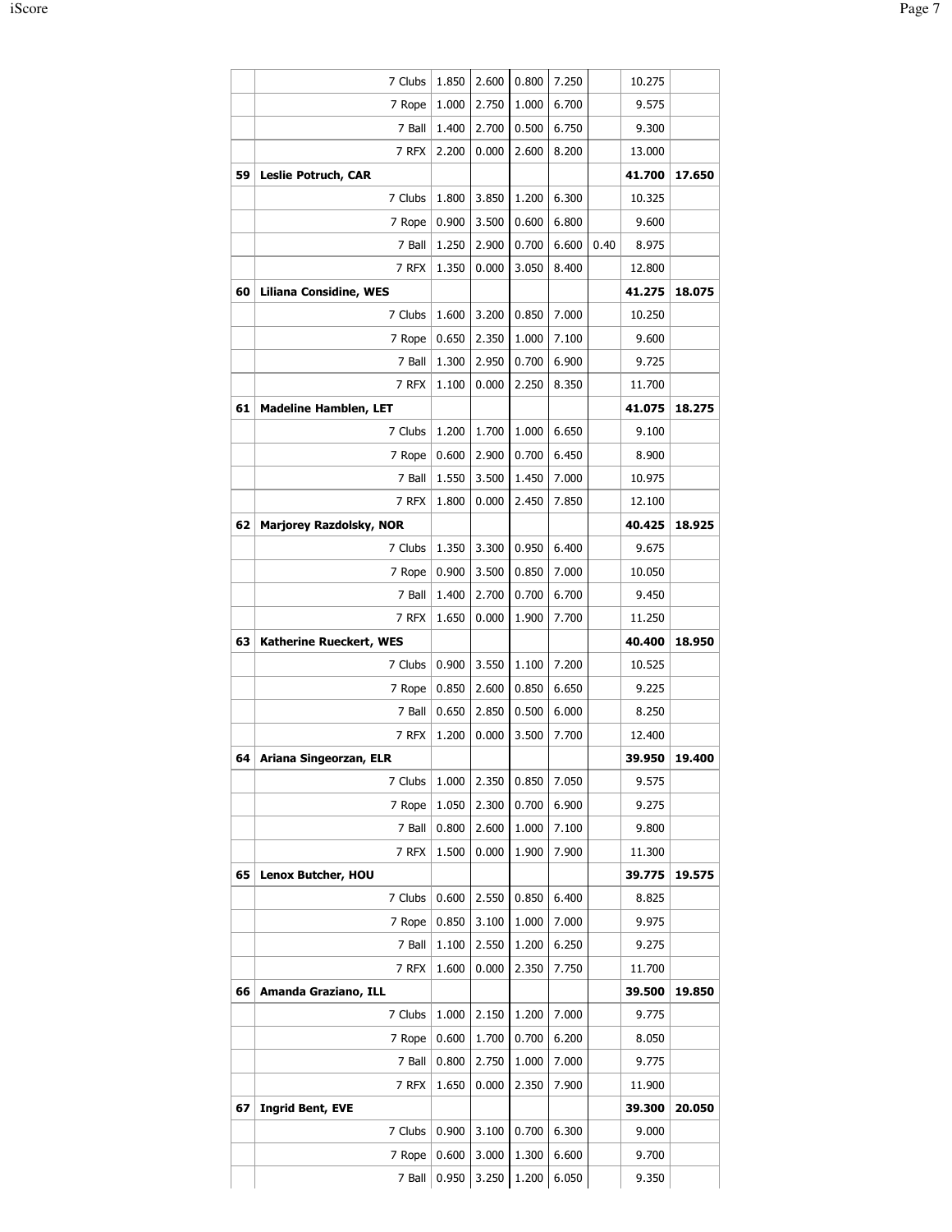| | | | | | | | | |
|---|---|---|---|---|---|---|---|---|
| | 7 Clubs | 1.850 | 2.600 | 0.800 | 7.250 | | 10.275 | |
| | 7 Rope | 1.000 | 2.750 | 1.000 | 6.700 | | 9.575 | |
| | 7 Ball | 1.400 | 2.700 | 0.500 | 6.750 | | 9.300 | |
| | 7 RFX | 2.200 | 0.000 | 2.600 | 8.200 | | 13.000 | |
| **59** | **Leslie Potruch, CAR** | | | | | | **41.700** | **17.650** |
| | 7 Clubs | 1.800 | 3.850 | 1.200 | 6.300 | | 10.325 | |
| | 7 Rope | 0.900 | 3.500 | 0.600 | 6.800 | | 9.600 | |
| | 7 Ball | 1.250 | 2.900 | 0.700 | 6.600 | 0.40 | 8.975 | |
| | 7 RFX | 1.350 | 0.000 | 3.050 | 8.400 | | 12.800 | |
| **60** | **Liliana Considine, WES** | | | | | | **41.275** | **18.075** |
| | 7 Clubs | 1.600 | 3.200 | 0.850 | 7.000 | | 10.250 | |
| | 7 Rope | 0.650 | 2.350 | 1.000 | 7.100 | | 9.600 | |
| | 7 Ball | 1.300 | 2.950 | 0.700 | 6.900 | | 9.725 | |
| | 7 RFX | 1.100 | 0.000 | 2.250 | 8.350 | | 11.700 | |
| **61** | **Madeline Hamblen, LET** | | | | | | **41.075** | **18.275** |
| | 7 Clubs | 1.200 | 1.700 | 1.000 | 6.650 | | 9.100 | |
| | 7 Rope | 0.600 | 2.900 | 0.700 | 6.450 | | 8.900 | |
| | 7 Ball | 1.550 | 3.500 | 1.450 | 7.000 | | 10.975 | |
| | 7 RFX | 1.800 | 0.000 | 2.450 | 7.850 | | 12.100 | |
| **62** | **Marjorey Razdolsky, NOR** | | | | | | **40.425** | **18.925** |
| | 7 Clubs | 1.350 | 3.300 | 0.950 | 6.400 | | 9.675 | |
| | 7 Rope | 0.900 | 3.500 | 0.850 | 7.000 | | 10.050 | |
| | 7 Ball | 1.400 | 2.700 | 0.700 | 6.700 | | 9.450 | |
| | 7 RFX | 1.650 | 0.000 | 1.900 | 7.700 | | 11.250 | |
| **63** | **Katherine Rueckert, WES** | | | | | | **40.400** | **18.950** |
| | 7 Clubs | 0.900 | 3.550 | 1.100 | 7.200 | | 10.525 | |
| | 7 Rope | 0.850 | 2.600 | 0.850 | 6.650 | | 9.225 | |
| | 7 Ball | 0.650 | 2.850 | 0.500 | 6.000 | | 8.250 | |
| | 7 RFX | 1.200 | 0.000 | 3.500 | 7.700 | | 12.400 | |
| **64** | **Ariana Singeorzan, ELR** | | | | | | **39.950** | **19.400** |
| | 7 Clubs | 1.000 | 2.350 | 0.850 | 7.050 | | 9.575 | |
| | 7 Rope | 1.050 | 2.300 | 0.700 | 6.900 | | 9.275 | |
| | 7 Ball | 0.800 | 2.600 | 1.000 | 7.100 | | 9.800 | |
| | 7 RFX | 1.500 | 0.000 | 1.900 | 7.900 | | 11.300 | |
| **65** | **Lenox Butcher, HOU** | | | | | | **39.775** | **19.575** |
| | 7 Clubs | 0.600 | 2.550 | 0.850 | 6.400 | | 8.825 | |
| | 7 Rope | 0.850 | 3.100 | 1.000 | 7.000 | | 9.975 | |
| | 7 Ball | 1.100 | 2.550 | 1.200 | 6.250 | | 9.275 | |
| | 7 RFX | 1.600 | 0.000 | 2.350 | 7.750 | | 11.700 | |
| **66** | **Amanda Graziano, ILL** | | | | | | **39.500** | **19.850** |
| | 7 Clubs | 1.000 | 2.150 | 1.200 | 7.000 | | 9.775 | |
| | 7 Rope | 0.600 | 1.700 | 0.700 | 6.200 | | 8.050 | |
| | 7 Ball | 0.800 | 2.750 | 1.000 | 7.000 | | 9.775 | |
| | 7 RFX | 1.650 | 0.000 | 2.350 | 7.900 | | 11.900 | |
| **67** | **Ingrid Bent, EVE** | | | | | | **39.300** | **20.050** |
| | 7 Clubs | 0.900 | 3.100 | 0.700 | 6.300 | | 9.000 | |
| | 7 Rope | 0.600 | 3.000 | 1.300 | 6.600 | | 9.700 | |
| | 7 Ball | 0.950 | 3.250 | 1.200 | 6.050 | | 9.350 | |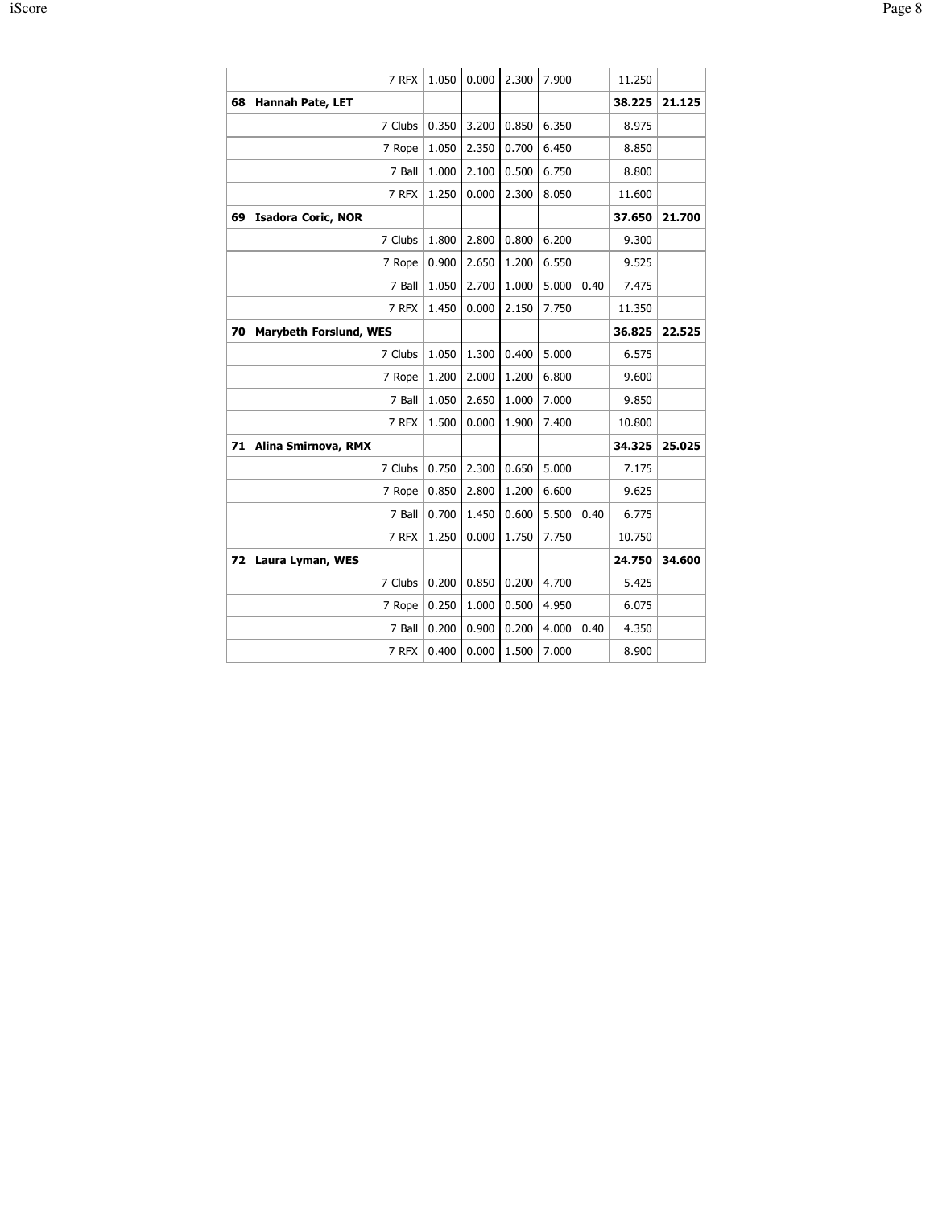| | | | | | | | | |
|---|---|---|---|---|---|---|---|---|
| | 7 RFX | 1.050 | 0.000 | 2.300 | 7.900 | | 11.250 | |
| **68** | **Hannah Pate, LET** | | | | | | **38.225** | **21.125** |
| | 7 Clubs | 0.350 | 3.200 | 0.850 | 6.350 | | 8.975 | |
| | 7 Rope | 1.050 | 2.350 | 0.700 | 6.450 | | 8.850 | |
| | 7 Ball | 1.000 | 2.100 | 0.500 | 6.750 | | 8.800 | |
| | 7 RFX | 1.250 | 0.000 | 2.300 | 8.050 | | 11.600 | |
| **69** | **Isadora Coric, NOR** | | | | | | **37.650** | **21.700** |
| | 7 Clubs | 1.800 | 2.800 | 0.800 | 6.200 | | 9.300 | |
| | 7 Rope | 0.900 | 2.650 | 1.200 | 6.550 | | 9.525 | |
| | 7 Ball | 1.050 | 2.700 | 1.000 | 5.000 | 0.40 | 7.475 | |
| | 7 RFX | 1.450 | 0.000 | 2.150 | 7.750 | | 11.350 | |
| **70** | **Marybeth Forslund, WES** | | | | | | **36.825** | **22.525** |
| | 7 Clubs | 1.050 | 1.300 | 0.400 | 5.000 | | 6.575 | |
| | 7 Rope | 1.200 | 2.000 | 1.200 | 6.800 | | 9.600 | |
| | 7 Ball | 1.050 | 2.650 | 1.000 | 7.000 | | 9.850 | |
| | 7 RFX | 1.500 | 0.000 | 1.900 | 7.400 | | 10.800 | |
| **71** | **Alina Smirnova, RMX** | | | | | | **34.325** | **25.025** |
| | 7 Clubs | 0.750 | 2.300 | 0.650 | 5.000 | | 7.175 | |
| | 7 Rope | 0.850 | 2.800 | 1.200 | 6.600 | | 9.625 | |
| | 7 Ball | 0.700 | 1.450 | 0.600 | 5.500 | 0.40 | 6.775 | |
| | 7 RFX | 1.250 | 0.000 | 1.750 | 7.750 | | 10.750 | |
| **72** | **Laura Lyman, WES** | | | | | | **24.750** | **34.600** |
| | 7 Clubs | 0.200 | 0.850 | 0.200 | 4.700 | | 5.425 | |
| | 7 Rope | 0.250 | 1.000 | 0.500 | 4.950 | | 6.075 | |
| | 7 Ball | 0.200 | 0.900 | 0.200 | 4.000 | 0.40 | 4.350 | |
| | 7 RFX | 0.400 | 0.000 | 1.500 | 7.000 | | 8.900 | |